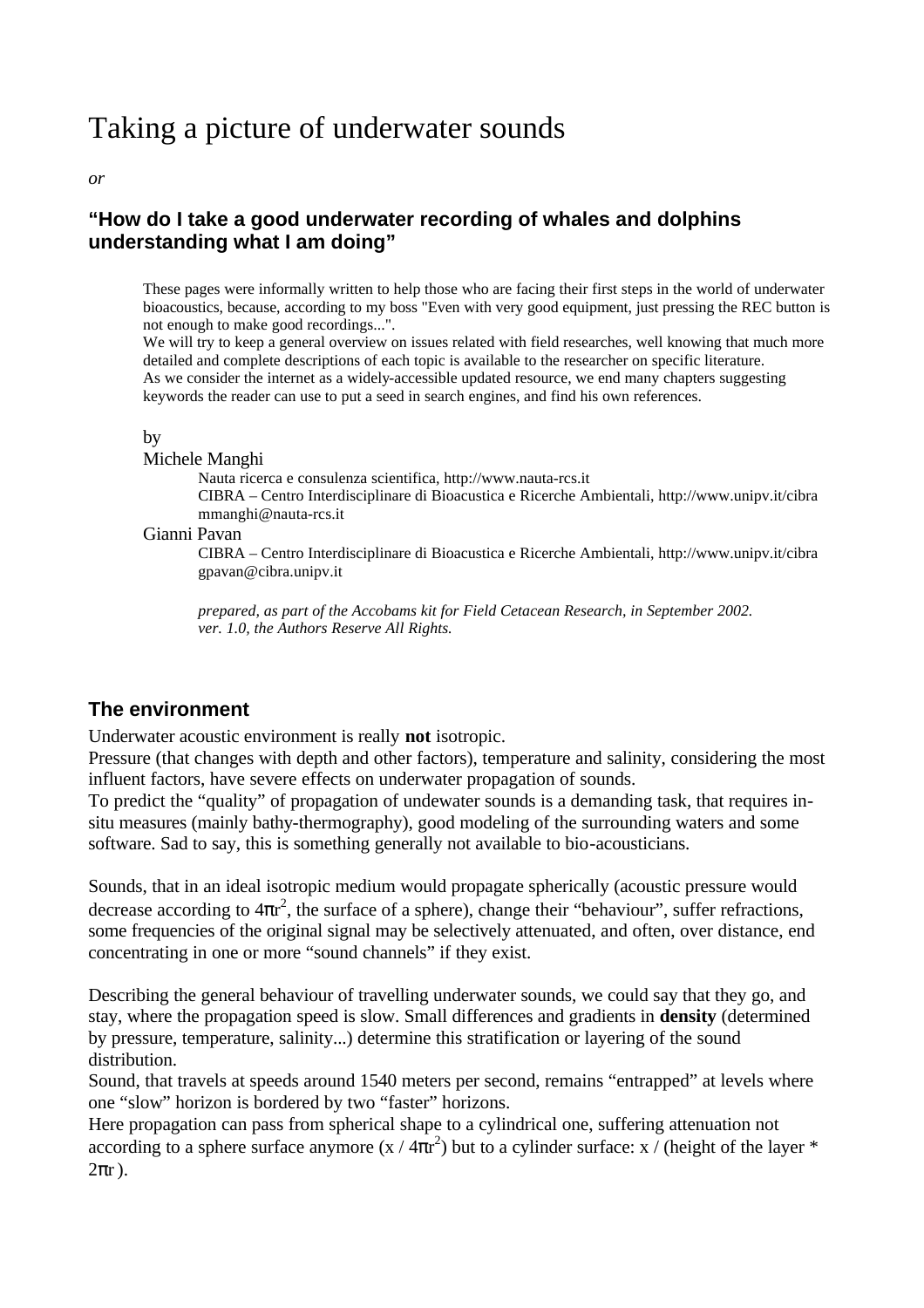# Taking a picture of underwater sounds

*or*

## "How do I take a good underwater recording of whales and dolphins understanding what I am doing"

These pages were informally written to help those who are facing their first steps in the world of underwater bioacoustics, because, according to my boss "Even with very good equipment, just pressing the REC button is not enough to make good recordings...".
We will try to keep a general overview on issues related with field researches, well knowing that much more detailed and complete descriptions of each topic is available to the researcher on specific literature.
As we consider the internet as a widely-accessible updated resource, we end many chapters suggesting keywords the reader can use to put a seed in search engines, and find his own references.

by
Michele Manghi
Nauta ricerca e consulenza scientifica, http://www.nauta-rcs.it
CIBRA – Centro Interdisciplinare di Bioacustica e Ricerche Ambientali, http://www.unipv.it/cibra
mmanghi@nauta-rcs.it
Gianni Pavan
CIBRA – Centro Interdisciplinare di Bioacustica e Ricerche Ambientali, http://www.unipv.it/cibra
gpavan@cibra.unipv.it

*prepared, as part of the Accobams kit for Field Cetacean Research, in September 2002.*
*ver. 1.0, the Authors Reserve All Rights.*

## The environment

Underwater acoustic environment is really **not** isotropic.
Pressure (that changes with depth and other factors), temperature and salinity, considering the most influent factors, have severe effects on underwater propagation of sounds.
To predict the "quality" of propagation of undewater sounds is a demanding task, that requires in-situ measures (mainly bathy-thermography), good modeling of the surrounding waters and some software. Sad to say, this is something generally not available to bio-acousticians.

Sounds, that in an ideal isotropic medium would propagate spherically (acoustic pressure would decrease according to $4\pi r^2$, the surface of a sphere), change their "behaviour", suffer refractions, some frequencies of the original signal may be selectively attenuated, and often, over distance, end concentrating in one or more "sound channels" if they exist.

Describing the general behaviour of travelling underwater sounds, we could say that they go, and stay, where the propagation speed is slow. Small differences and gradients in **density** (determined by pressure, temperature, salinity...) determine this stratification or layering of the sound distribution.
Sound, that travels at speeds around 1540 meters per second, remains "entrapped" at levels where one "slow" horizon is bordered by two "faster" horizons.
Here propagation can pass from spherical shape to a cylindrical one, suffering attenuation not according to a sphere surface anymore ($x / 4\pi r^2$) but to a cylinder surface: $x$ / (height of the layer * $2\pi r$).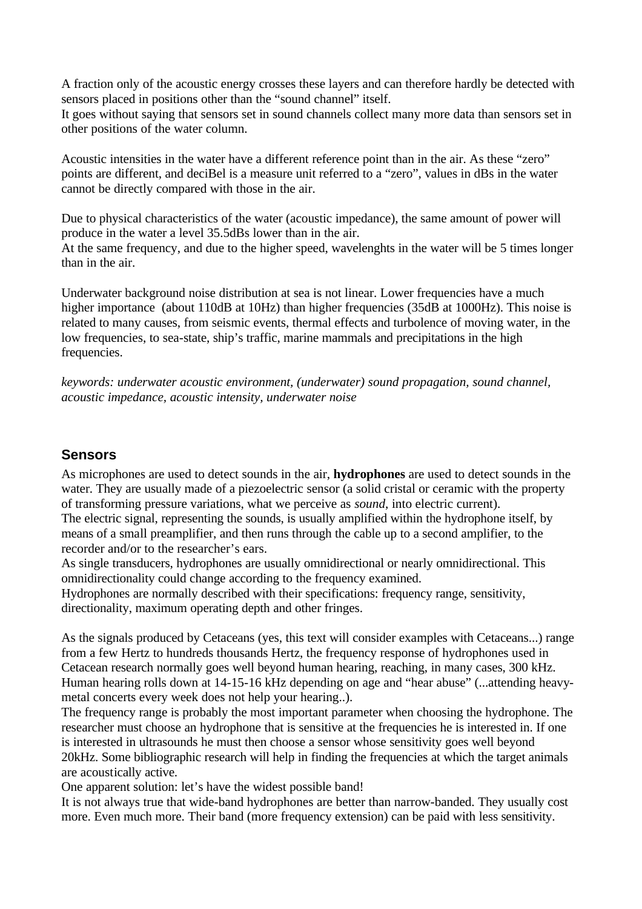A fraction only of the acoustic energy crosses these layers and can therefore hardly be detected with sensors placed in positions other than the “sound channel” itself.
It goes without saying that sensors set in sound channels collect many more data than sensors set in other positions of the water column.

Acoustic intensities in the water have a different reference point than in the air. As these “zero” points are different, and deciBel is a measure unit referred to a “zero”, values in dBs in the water cannot be directly compared with those in the air.

Due to physical characteristics of the water (acoustic impedance), the same amount of power will produce in the water a level 35.5dBs lower than in the air.
At the same frequency, and due to the higher speed, wavelenghts in the water will be 5 times longer than in the air.

Underwater background noise distribution at sea is not linear. Lower frequencies have a much higher importance  (about 110dB at 10Hz) than higher frequencies (35dB at 1000Hz). This noise is related to many causes, from seismic events, thermal effects and turbolence of moving water, in the low frequencies, to sea-state, ship’s traffic, marine mammals and precipitations in the high frequencies.

*keywords: underwater acoustic environment, (underwater) sound propagation, sound channel, acoustic impedance, acoustic intensity, underwater noise*

## Sensors

As microphones are used to detect sounds in the air, **hydrophones** are used to detect sounds in the water. They are usually made of a piezoelectric sensor (a solid cristal or ceramic with the property of transforming pressure variations, what we perceive as *sound*, into electric current).
The electric signal, representing the sounds, is usually amplified within the hydrophone itself, by means of a small preamplifier, and then runs through the cable up to a second amplifier, to the recorder and/or to the researcher’s ears.
As single transducers, hydrophones are usually omnidirectional or nearly omnidirectional. This omnidirectionality could change according to the frequency examined.
Hydrophones are normally described with their specifications: frequency range, sensitivity, directionality, maximum operating depth and other fringes.

As the signals produced by Cetaceans (yes, this text will consider examples with Cetaceans...) range from a few Hertz to hundreds thousands Hertz, the frequency response of hydrophones used in Cetacean research normally goes well beyond human hearing, reaching, in many cases, 300 kHz. Human hearing rolls down at 14-15-16 kHz depending on age and “hear abuse” (...attending heavy-metal concerts every week does not help your hearing..).
The frequency range is probably the most important parameter when choosing the hydrophone. The researcher must choose an hydrophone that is sensitive at the frequencies he is interested in. If one is interested in ultrasounds he must then choose a sensor whose sensitivity goes well beyond 20kHz. Some bibliographic research will help in finding the frequencies at which the target animals are acoustically active.
One apparent solution: let’s have the widest possible band!
It is not always true that wide-band hydrophones are better than narrow-banded. They usually cost more. Even much more. Their band (more frequency extension) can be paid with less sensitivity.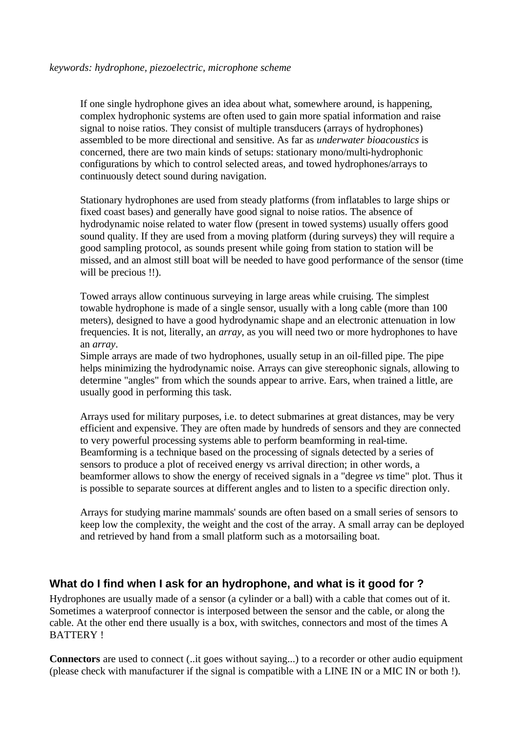*keywords: hydrophone, piezoelectric, microphone scheme*

> If one single hydrophone gives an idea about what, somewhere around, is happening, complex hydrophonic systems are often used to gain more spatial information and raise signal to noise ratios. They consist of multiple transducers (arrays of hydrophones) assembled to be more directional and sensitive. As far as *underwater bioacoustics* is concerned, there are two main kinds of setups: stationary mono/multi-hydrophonic configurations by which to control selected areas, and towed hydrophones/arrays to continuously detect sound during navigation.
>
> Stationary hydrophones are used from steady platforms (from inflatables to large ships or fixed coast bases) and generally have good signal to noise ratios. The absence of hydrodynamic noise related to water flow (present in towed systems) usually offers good sound quality. If they are used from a moving platform (during surveys) they will require a good sampling protocol, as sounds present while going from station to station will be missed, and an almost still boat will be needed to have good performance of the sensor (time will be precious !!).
>
> Towed arrays allow continuous surveying in large areas while cruising. The simplest towable hydrophone is made of a single sensor, usually with a long cable (more than 100 meters), designed to have a good hydrodynamic shape and an electronic attenuation in low frequencies. It is not, literally, an *array*, as you will need two or more hydrophones to have an *array*.
> Simple arrays are made of two hydrophones, usually setup in an oil-filled pipe. The pipe helps minimizing the hydrodynamic noise. Arrays can give stereophonic signals, allowing to determine "angles" from which the sounds appear to arrive. Ears, when trained a little, are usually good in performing this task.
>
> Arrays used for military purposes, i.e. to detect submarines at great distances, may be very efficient and expensive. They are often made by hundreds of sensors and they are connected to very powerful processing systems able to perform beamforming in real-time. Beamforming is a technique based on the processing of signals detected by a series of sensors to produce a plot of received energy vs arrival direction; in other words, a beamformer allows to show the energy of received signals in a "degree *vs* time" plot. Thus it is possible to separate sources at different angles and to listen to a specific direction only.
>
> Arrays for studying marine mammals' sounds are often based on a small series of sensors to keep low the complexity, the weight and the cost of the array. A small array can be deployed and retrieved by hand from a small platform such as a motorsailing boat.

## What do I find when I ask for an hydrophone, and what is it good for ?

Hydrophones are usually made of a sensor (a cylinder or a ball) with a cable that comes out of it. Sometimes a waterproof connector is interposed between the sensor and the cable, or along the cable. At the other end there usually is a box, with switches, connectors and most of the times A BATTERY !

**Connectors** are used to connect (..it goes without saying...) to a recorder or other audio equipment (please check with manufacturer if the signal is compatible with a LINE IN or a MIC IN or both !).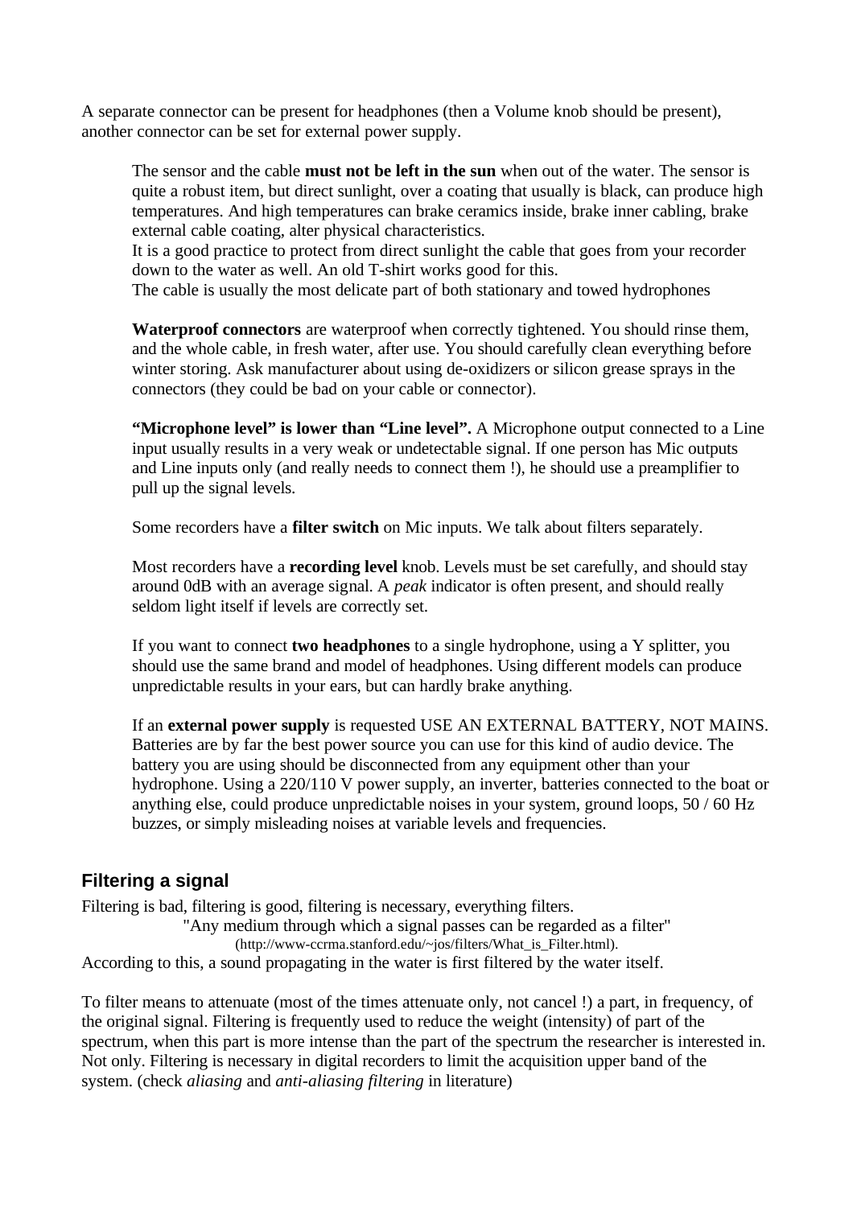A separate connector can be present for headphones (then a Volume knob should be present), another connector can be set for external power supply.

> The sensor and the cable **must not be left in the sun** when out of the water. The sensor is quite a robust item, but direct sunlight, over a coating that usually is black, can produce high temperatures. And high temperatures can brake ceramics inside, brake inner cabling, brake external cable coating, alter physical characteristics.
> It is a good practice to protect from direct sunlight the cable that goes from your recorder down to the water as well. An old T-shirt works good for this.
> The cable is usually the most delicate part of both stationary and towed hydrophones
>
> **Waterproof connectors** are waterproof when correctly tightened. You should rinse them, and the whole cable, in fresh water, after use. You should carefully clean everything before winter storing. Ask manufacturer about using de-oxidizers or silicon grease sprays in the connectors (they could be bad on your cable or connector).
>
> **"Microphone level" is lower than "Line level".** A Microphone output connected to a Line input usually results in a very weak or undetectable signal. If one person has Mic outputs and Line inputs only (and really needs to connect them !), he should use a preamplifier to pull up the signal levels.
>
> Some recorders have a **filter switch** on Mic inputs. We talk about filters separately.
>
> Most recorders have a **recording level** knob. Levels must be set carefully, and should stay around 0dB with an average signal. A *peak* indicator is often present, and should really seldom light itself if levels are correctly set.
>
> If you want to connect **two headphones** to a single hydrophone, using a Y splitter, you should use the same brand and model of headphones. Using different models can produce unpredictable results in your ears, but can hardly brake anything.
>
> If an **external power supply** is requested USE AN EXTERNAL BATTERY, NOT MAINS. Batteries are by far the best power source you can use for this kind of audio device. The battery you are using should be disconnected from any equipment other than your hydrophone. Using a 220/110 V power supply, an inverter, batteries connected to the boat or anything else, could produce unpredictable noises in your system, ground loops, 50 / 60 Hz buzzes, or simply misleading noises at variable levels and frequencies.

## Filtering a signal

Filtering is bad, filtering is good, filtering is necessary, everything filters.

"Any medium through which a signal passes can be regarded as a filter"
(http://www-ccrma.stanford.edu/~jos/filters/What_is_Filter.html).

According to this, a sound propagating in the water is first filtered by the water itself.

To filter means to attenuate (most of the times attenuate only, not cancel !) a part, in frequency, of the original signal. Filtering is frequently used to reduce the weight (intensity) of part of the spectrum, when this part is more intense than the part of the spectrum the researcher is interested in. Not only. Filtering is necessary in digital recorders to limit the acquisition upper band of the system. (check *aliasing* and *anti-aliasing filtering* in literature)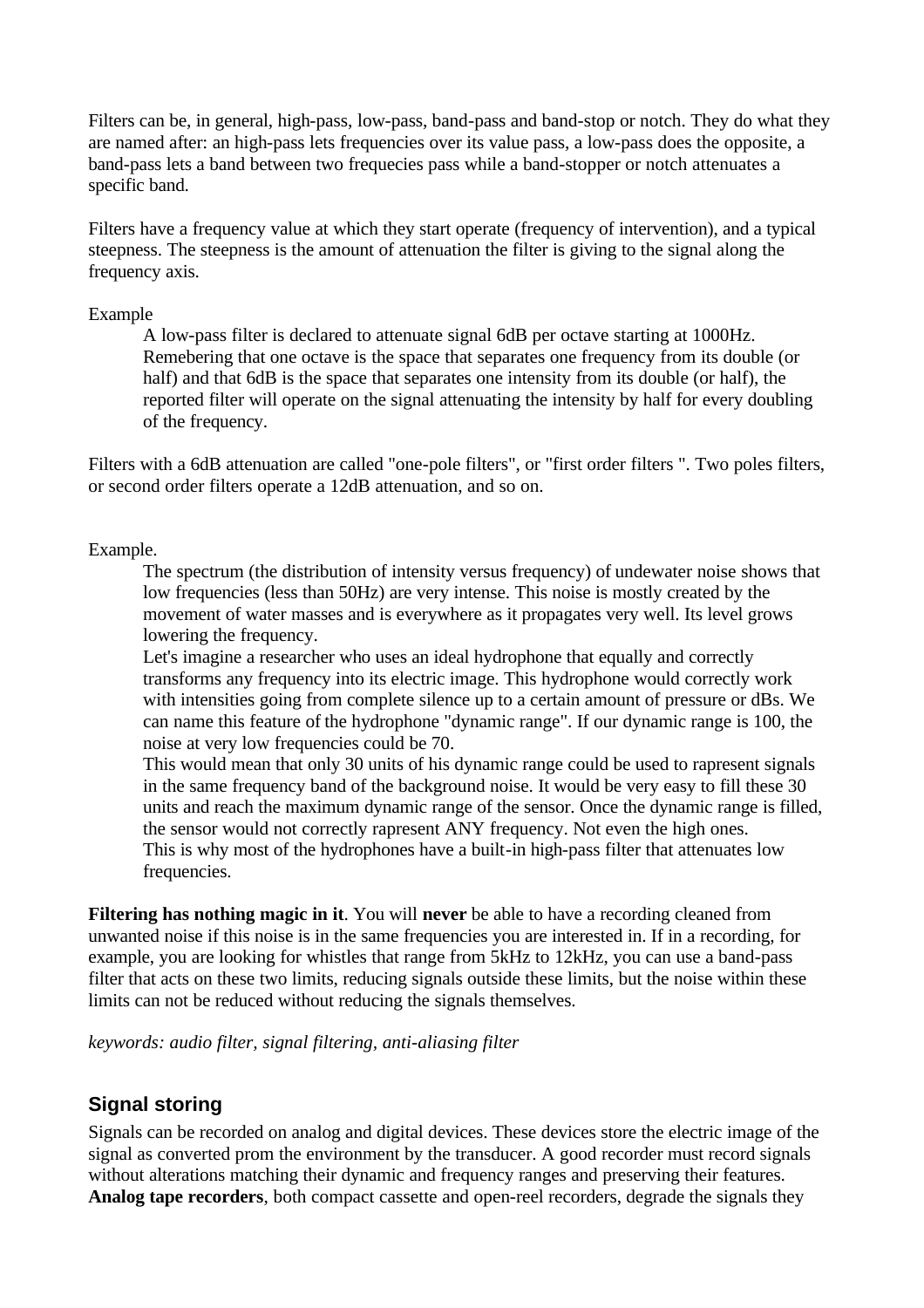Filters can be, in general, high-pass, low-pass, band-pass and band-stop or notch. They do what they are named after: an high-pass lets frequencies over its value pass, a low-pass does the opposite, a band-pass lets a band between two frequecies pass while a band-stopper or notch attenuates a specific band.

Filters have a frequency value at which they start operate (frequency of intervention), and a typical steepness. The steepness is the amount of attenuation the filter is giving to the signal along the frequency axis.

Example

> A low-pass filter is declared to attenuate signal 6dB per octave starting at 1000Hz. Remebering that one octave is the space that separates one frequency from its double (or half) and that 6dB is the space that separates one intensity from its double (or half), the reported filter will operate on the signal attenuating the intensity by half for every doubling of the frequency.

Filters with a 6dB attenuation are called "one-pole filters", or "first order filters ". Two poles filters, or second order filters operate a 12dB attenuation, and so on.

Example.

> The spectrum (the distribution of intensity versus frequency) of undewater noise shows that low frequencies (less than 50Hz) are very intense. This noise is mostly created by the movement of water masses and is everywhere as it propagates very well. Its level grows lowering the frequency.
> Let's imagine a researcher who uses an ideal hydrophone that equally and correctly transforms any frequency into its electric image. This hydrophone would correctly work with intensities going from complete silence up to a certain amount of pressure or dBs. We can name this feature of the hydrophone "dynamic range". If our dynamic range is 100, the noise at very low frequencies could be 70.
> This would mean that only 30 units of his dynamic range could be used to rapresent signals in the same frequency band of the background noise. It would be very easy to fill these 30 units and reach the maximum dynamic range of the sensor. Once the dynamic range is filled, the sensor would not correctly rapresent ANY frequency. Not even the high ones.
> This is why most of the hydrophones have a built-in high-pass filter that attenuates low frequencies.

**Filtering has nothing magic in it**. You will **never** be able to have a recording cleaned from unwanted noise if this noise is in the same frequencies you are interested in. If in a recording, for example, you are looking for whistles that range from 5kHz to 12kHz, you can use a band-pass filter that acts on these two limits, reducing signals outside these limits, but the noise within these limits can not be reduced without reducing the signals themselves.

*keywords: audio filter, signal filtering, anti-aliasing filter*

## Signal storing

Signals can be recorded on analog and digital devices. These devices store the electric image of the signal as converted prom the environment by the transducer. A good recorder must record signals without alterations matching their dynamic and frequency ranges and preserving their features. **Analog tape recorders**, both compact cassette and open-reel recorders, degrade the signals they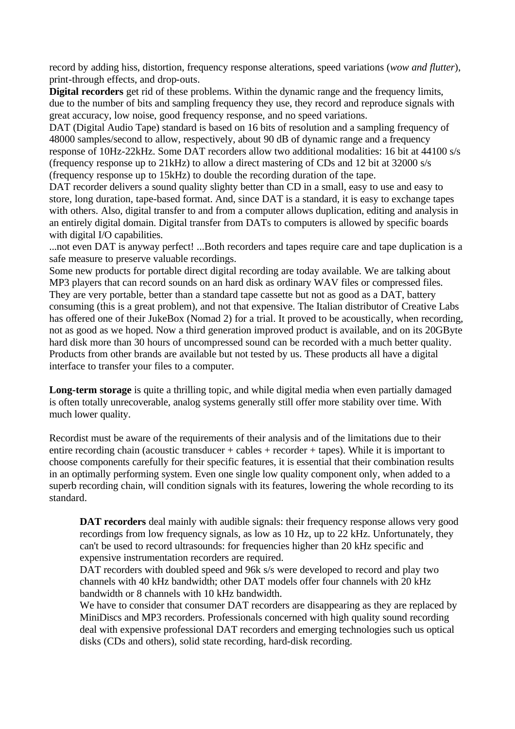record by adding hiss, distortion, frequency response alterations, speed variations (*wow and flutter*), print-through effects, and drop-outs.

**Digital recorders** get rid of these problems. Within the dynamic range and the frequency limits, due to the number of bits and sampling frequency they use, they record and reproduce signals with great accuracy, low noise, good frequency response, and no speed variations.

DAT (Digital Audio Tape) standard is based on 16 bits of resolution and a sampling frequency of 48000 samples/second to allow, respectively, about 90 dB of dynamic range and a frequency response of 10Hz-22kHz. Some DAT recorders allow two additional modalities: 16 bit at 44100 s/s (frequency response up to 21kHz) to allow a direct mastering of CDs and 12 bit at 32000 s/s (frequency response up to 15kHz) to double the recording duration of the tape.

DAT recorder delivers a sound quality slighty better than CD in a small, easy to use and easy to store, long duration, tape-based format. And, since DAT is a standard, it is easy to exchange tapes with others. Also, digital transfer to and from a computer allows duplication, editing and analysis in an entirely digital domain. Digital transfer from DATs to computers is allowed by specific boards with digital I/O capabilities.

...not even DAT is anyway perfect! ...Both recorders and tapes require care and tape duplication is a safe measure to preserve valuable recordings.

Some new products for portable direct digital recording are today available. We are talking about MP3 players that can record sounds on an hard disk as ordinary WAV files or compressed files. They are very portable, better than a standard tape cassette but not as good as a DAT, battery consuming (this is a great problem), and not that expensive. The Italian distributor of Creative Labs has offered one of their JukeBox (Nomad 2) for a trial. It proved to be acoustically, when recording, not as good as we hoped. Now a third generation improved product is available, and on its 20GByte hard disk more than 30 hours of uncompressed sound can be recorded with a much better quality. Products from other brands are available but not tested by us. These products all have a digital interface to transfer your files to a computer.

**Long-term storage** is quite a thrilling topic, and while digital media when even partially damaged is often totally unrecoverable, analog systems generally still offer more stability over time. With much lower quality.

Recordist must be aware of the requirements of their analysis and of the limitations due to their entire recording chain (acoustic transducer + cables + recorder + tapes). While it is important to choose components carefully for their specific features, it is essential that their combination results in an optimally performing system. Even one single low quality component only, when added to a superb recording chain, will condition signals with its features, lowering the whole recording to its standard.

> **DAT recorders** deal mainly with audible signals: their frequency response allows very good recordings from low frequency signals, as low as 10 Hz, up to 22 kHz. Unfortunately, they can't be used to record ultrasounds: for frequencies higher than 20 kHz specific and expensive instrumentation recorders are required.
>
> DAT recorders with doubled speed and 96k s/s were developed to record and play two channels with 40 kHz bandwidth; other DAT models offer four channels with 20 kHz bandwidth or 8 channels with 10 kHz bandwidth.
>
> We have to consider that consumer DAT recorders are disappearing as they are replaced by MiniDiscs and MP3 recorders. Professionals concerned with high quality sound recording deal with expensive professional DAT recorders and emerging technologies such us optical disks (CDs and others), solid state recording, hard-disk recording.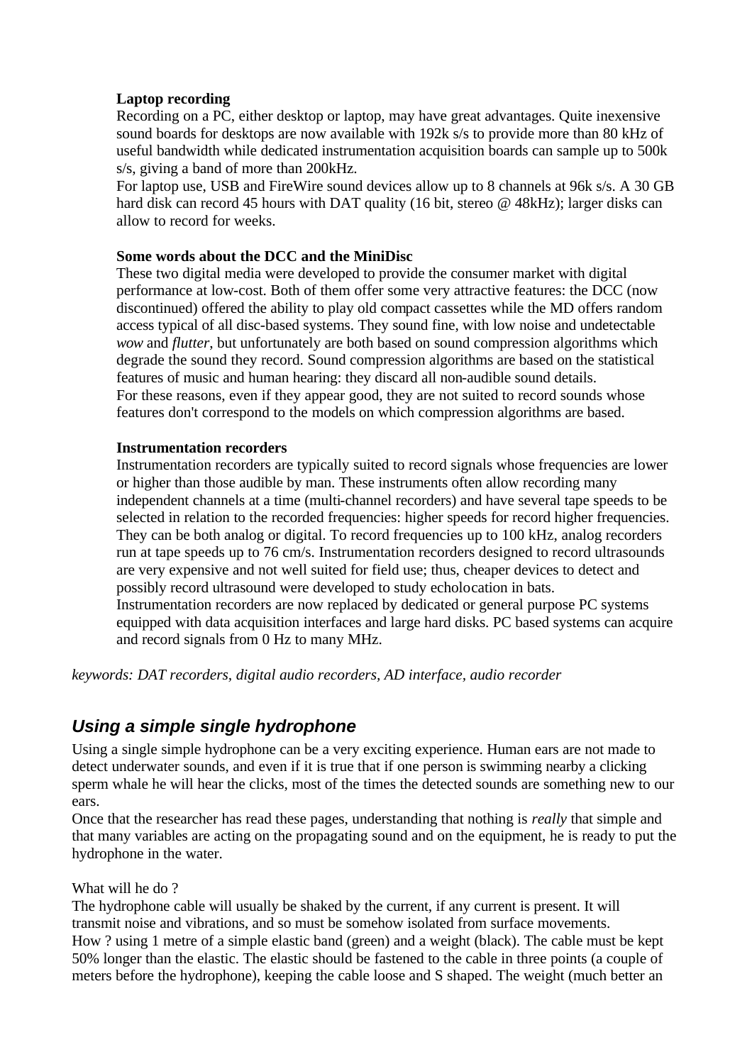**Laptop recording**

Recording on a PC, either desktop or laptop, may have great advantages. Quite inexpensive sound boards for desktops are now available with 192k s/s to provide more than 80 kHz of useful bandwidth while dedicated instrumentation acquisition boards can sample up to 500k s/s, giving a band of more than 200kHz.

For laptop use, USB and FireWire sound devices allow up to 8 channels at 96k s/s. A 30 GB hard disk can record 45 hours with DAT quality (16 bit, stereo @ 48kHz); larger disks can allow to record for weeks.

**Some words about the DCC and the MiniDisc**

These two digital media were developed to provide the consumer market with digital performance at low-cost. Both of them offer some very attractive features: the DCC (now discontinued) offered the ability to play old compact cassettes while the MD offers random access typical of all disc-based systems. They sound fine, with low noise and undetectable *wow* and *flutter*, but unfortunately are both based on sound compression algorithms which degrade the sound they record. Sound compression algorithms are based on the statistical features of music and human hearing: they discard all non-audible sound details.

For these reasons, even if they appear good, they are not suited to record sounds whose features don't correspond to the models on which compression algorithms are based.

**Instrumentation recorders**

Instrumentation recorders are typically suited to record signals whose frequencies are lower or higher than those audible by man. These instruments often allow recording many independent channels at a time (multi-channel recorders) and have several tape speeds to be selected in relation to the recorded frequencies: higher speeds for record higher frequencies. They can be both analog or digital. To record frequencies up to 100 kHz, analog recorders run at tape speeds up to 76 cm/s. Instrumentation recorders designed to record ultrasounds are very expensive and not well suited for field use; thus, cheaper devices to detect and possibly record ultrasound were developed to study echolocation in bats.

Instrumentation recorders are now replaced by dedicated or general purpose PC systems equipped with data acquisition interfaces and large hard disks. PC based systems can acquire and record signals from 0 Hz to many MHz.

*keywords: DAT recorders, digital audio recorders, AD interface, audio recorder*

## *Using a simple single hydrophone*

Using a single simple hydrophone can be a very exciting experience. Human ears are not made to detect underwater sounds, and even if it is true that if one person is swimming nearby a clicking sperm whale he will hear the clicks, most of the times the detected sounds are something new to our ears.

Once that the researcher has read these pages, understanding that nothing is *really* that simple and that many variables are acting on the propagating sound and on the equipment, he is ready to put the hydrophone in the water.

What will he do ?

The hydrophone cable will usually be shaked by the current, if any current is present. It will transmit noise and vibrations, and so must be somehow isolated from surface movements.

How ? using 1 metre of a simple elastic band (green) and a weight (black). The cable must be kept 50% longer than the elastic. The elastic should be fastened to the cable in three points (a couple of meters before the hydrophone), keeping the cable loose and S shaped. The weight (much better an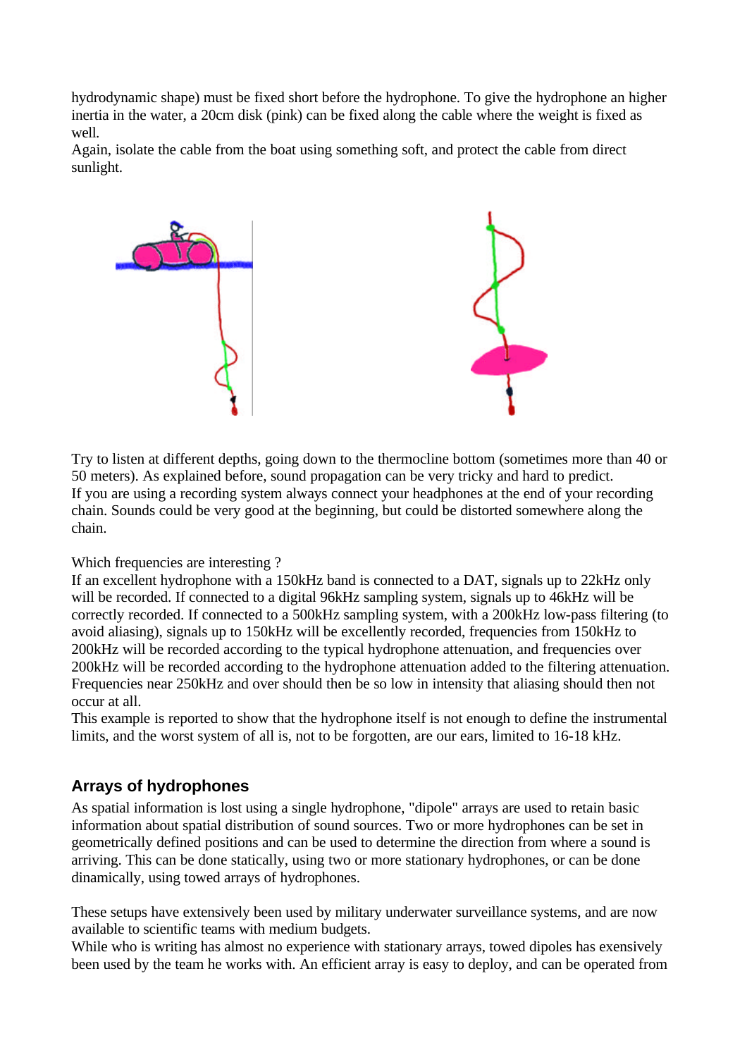hydrodynamic shape) must be fixed short before the hydrophone. To give the hydrophone an higher inertia in the water, a 20cm disk (pink) can be fixed along the cable where the weight is fixed as well.
Again, isolate the cable from the boat using something soft, and protect the cable from direct sunlight.

Try to listen at different depths, going down to the thermocline bottom (sometimes more than 40 or 50 meters). As explained before, sound propagation can be very tricky and hard to predict.
If you are using a recording system always connect your headphones at the end of your recording chain. Sounds could be very good at the beginning, but could be distorted somewhere along the chain.

Which frequencies are interesting ?
If an excellent hydrophone with a 150kHz band is connected to a DAT, signals up to 22kHz only will be recorded. If connected to a digital 96kHz sampling system, signals up to 46kHz will be correctly recorded. If connected to a 500kHz sampling system, with a 200kHz low-pass filtering (to avoid aliasing), signals up to 150kHz will be excellently recorded, frequencies from 150kHz to 200kHz will be recorded according to the typical hydrophone attenuation, and frequencies over 200kHz will be recorded according to the hydrophone attenuation added to the filtering attenuation. Frequencies near 250kHz and over should then be so low in intensity that aliasing should then not occur at all.
This example is reported to show that the hydrophone itself is not enough to define the instrumental limits, and the worst system of all is, not to be forgotten, are our ears, limited to 16-18 kHz.

## Arrays of hydrophones

As spatial information is lost using a single hydrophone, "dipole" arrays are used to retain basic information about spatial distribution of sound sources. Two or more hydrophones can be set in geometrically defined positions and can be used to determine the direction from where a sound is arriving. This can be done statically, using two or more stationary hydrophones, or can be done dinamically, using towed arrays of hydrophones.

These setups have extensively been used by military underwater surveillance systems, and are now available to scientific teams with medium budgets.
While who is writing has almost no experience with stationary arrays, towed dipoles has exensively been used by the team he works with. An efficient array is easy to deploy, and can be operated from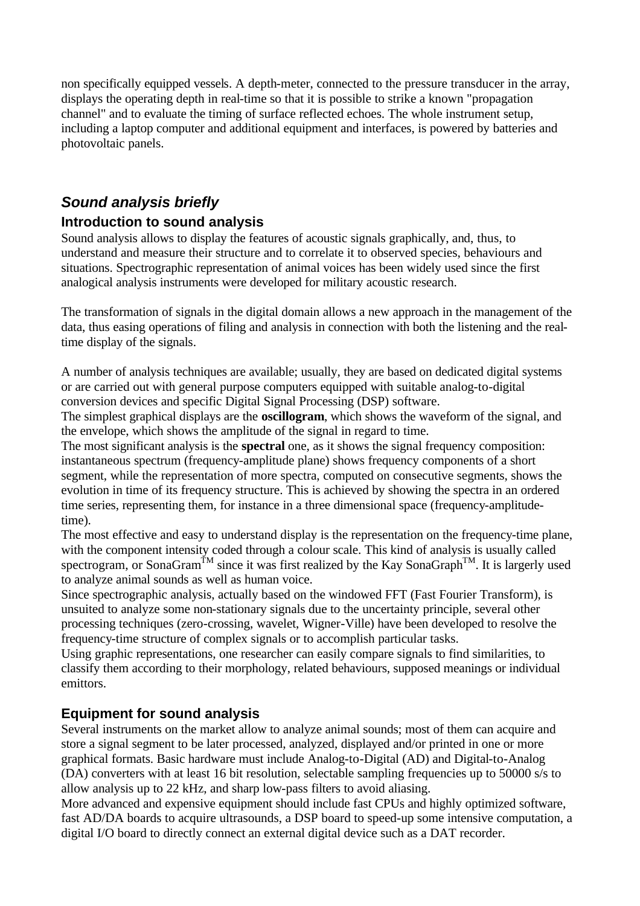non specifically equipped vessels. A depth-meter, connected to the pressure transducer in the array, displays the operating depth in real-time so that it is possible to strike a known "propagation channel" and to evaluate the timing of surface reflected echoes. The whole instrument setup, including a laptop computer and additional equipment and interfaces, is powered by batteries and photovoltaic panels.

## *Sound analysis briefly*

### Introduction to sound analysis

Sound analysis allows to display the features of acoustic signals graphically, and, thus, to understand and measure their structure and to correlate it to observed species, behaviours and situations. Spectrographic representation of animal voices has been widely used since the first analogical analysis instruments were developed for military acoustic research.

The transformation of signals in the digital domain allows a new approach in the management of the data, thus easing operations of filing and analysis in connection with both the listening and the real-time display of the signals.

A number of analysis techniques are available; usually, they are based on dedicated digital systems or are carried out with general purpose computers equipped with suitable analog-to-digital conversion devices and specific Digital Signal Processing (DSP) software.
The simplest graphical displays are the **oscillogram**, which shows the waveform of the signal, and the envelope, which shows the amplitude of the signal in regard to time.
The most significant analysis is the **spectral** one, as it shows the signal frequency composition: instantaneous spectrum (frequency-amplitude plane) shows frequency components of a short segment, while the representation of more spectra, computed on consecutive segments, shows the evolution in time of its frequency structure. This is achieved by showing the spectra in an ordered time series, representing them, for instance in a three dimensional space (frequency-amplitude-time).
The most effective and easy to understand display is the representation on the frequency-time plane, with the component intensity coded through a colour scale. This kind of analysis is usually called spectrogram, or SonaGram™ since it was first realized by the Kay SonaGraph™. It is largerly used to analyze animal sounds as well as human voice.
Since spectrographic analysis, actually based on the windowed FFT (Fast Fourier Transform), is unsuited to analyze some non-stationary signals due to the uncertainty principle, several other processing techniques (zero-crossing, wavelet, Wigner-Ville) have been developed to resolve the frequency-time structure of complex signals or to accomplish particular tasks.
Using graphic representations, one researcher can easily compare signals to find similarities, to classify them according to their morphology, related behaviours, supposed meanings or individual emittors.

### Equipment for sound analysis

Several instruments on the market allow to analyze animal sounds; most of them can acquire and store a signal segment to be later processed, analyzed, displayed and/or printed in one or more graphical formats. Basic hardware must include Analog-to-Digital (AD) and Digital-to-Analog (DA) converters with at least 16 bit resolution, selectable sampling frequencies up to 50000 s/s to allow analysis up to 22 kHz, and sharp low-pass filters to avoid aliasing.
More advanced and expensive equipment should include fast CPUs and highly optimized software, fast AD/DA boards to acquire ultrasounds, a DSP board to speed-up some intensive computation, a digital I/O board to directly connect an external digital device such as a DAT recorder.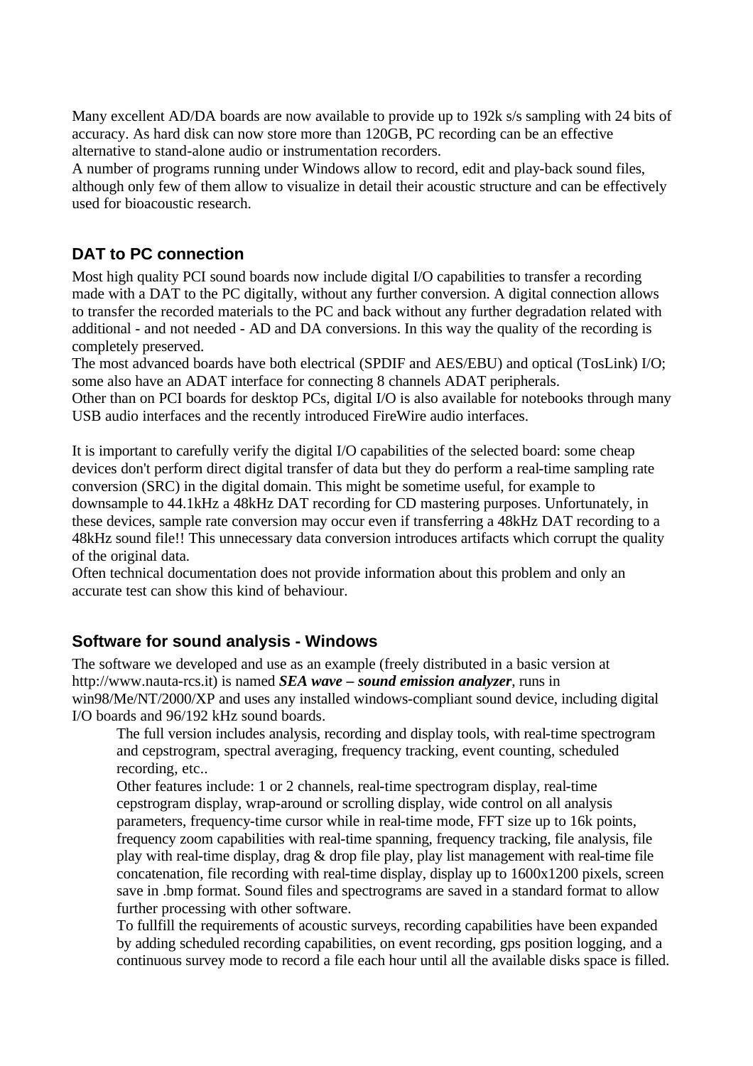Many excellent AD/DA boards are now available to provide up to 192k s/s sampling with 24 bits of accuracy. As hard disk can now store more than 120GB, PC recording can be an effective alternative to stand-alone audio or instrumentation recorders.
A number of programs running under Windows allow to record, edit and play-back sound files, although only few of them allow to visualize in detail their acoustic structure and can be effectively used for bioacoustic research.

## DAT to PC connection

Most high quality PCI sound boards now include digital I/O capabilities to transfer a recording made with a DAT to the PC digitally, without any further conversion. A digital connection allows to transfer the recorded materials to the PC and back without any further degradation related with additional - and not needed - AD and DA conversions. In this way the quality of the recording is completely preserved.
The most advanced boards have both electrical (SPDIF and AES/EBU) and optical (TosLink) I/O; some also have an ADAT interface for connecting 8 channels ADAT peripherals.
Other than on PCI boards for desktop PCs, digital I/O is also available for notebooks through many USB audio interfaces and the recently introduced FireWire audio interfaces.

It is important to carefully verify the digital I/O capabilities of the selected board: some cheap devices don't perform direct digital transfer of data but they do perform a real-time sampling rate conversion (SRC) in the digital domain. This might be sometime useful, for example to downsample to 44.1kHz a 48kHz DAT recording for CD mastering purposes. Unfortunately, in these devices, sample rate conversion may occur even if transferring a 48kHz DAT recording to a 48kHz sound file!! This unnecessary data conversion introduces artifacts which corrupt the quality of the original data.
Often technical documentation does not provide information about this problem and only an accurate test can show this kind of behaviour.

## Software for sound analysis - Windows

The software we developed and use as an example (freely distributed in a basic version at http://www.nauta-rcs.it) is named ***SEA wave – sound emission analyzer***, runs in win98/Me/NT/2000/XP and uses any installed windows-compliant sound device, including digital I/O boards and 96/192 kHz sound boards.

> The full version includes analysis, recording and display tools, with real-time spectrogram and cepstrogram, spectral averaging, frequency tracking, event counting, scheduled recording, etc..
> Other features include: 1 or 2 channels, real-time spectrogram display, real-time cepstrogram display, wrap-around or scrolling display, wide control on all analysis parameters, frequency-time cursor while in real-time mode, FFT size up to 16k points, frequency zoom capabilities with real-time spanning, frequency tracking, file analysis, file play with real-time display, drag & drop file play, play list management with real-time file concatenation, file recording with real-time display, display up to 1600x1200 pixels, screen save in .bmp format. Sound files and spectrograms are saved in a standard format to allow further processing with other software.
> To fullfill the requirements of acoustic surveys, recording capabilities have been expanded by adding scheduled recording capabilities, on event recording, gps position logging, and a continuous survey mode to record a file each hour until all the available disks space is filled.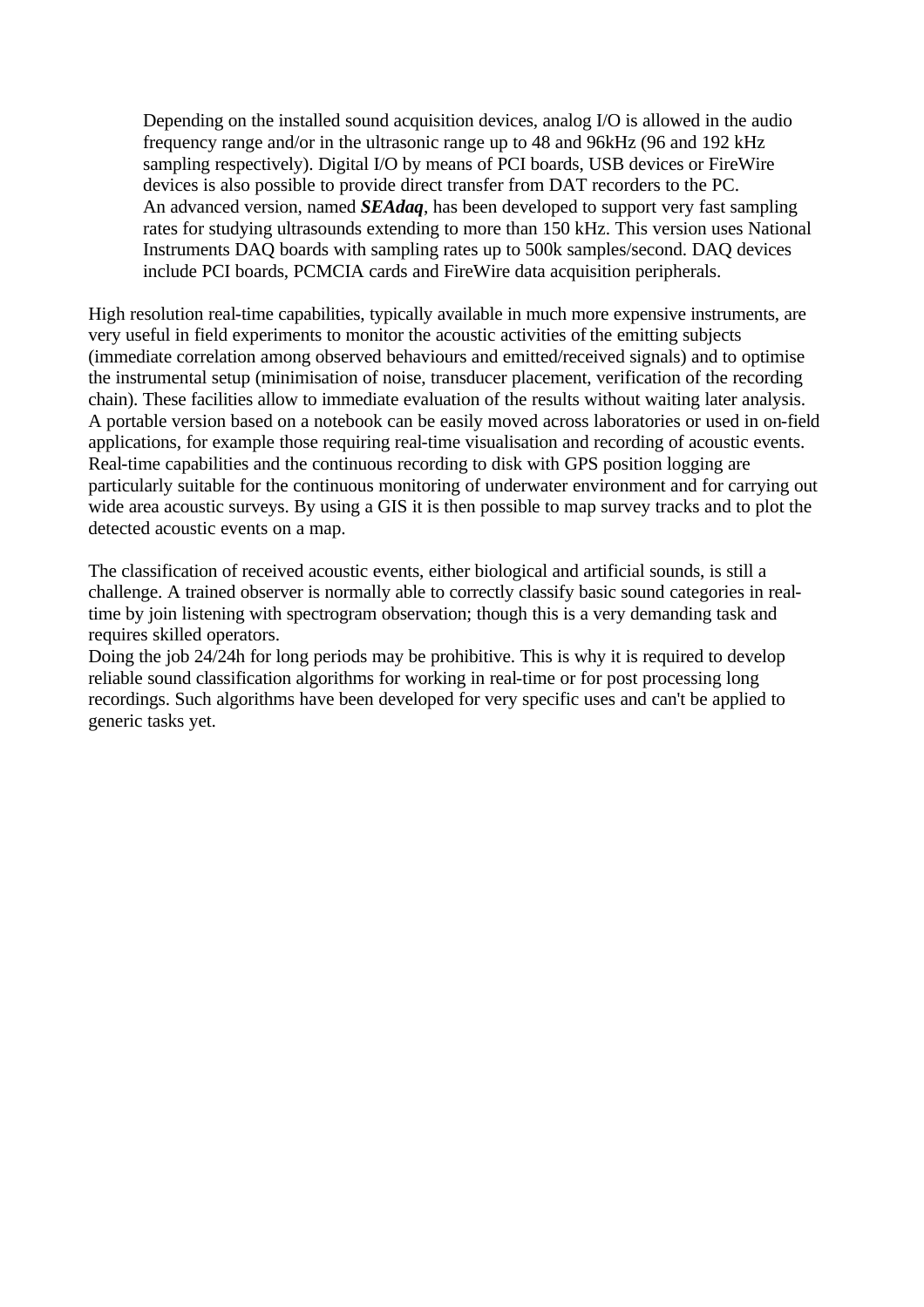Depending on the installed sound acquisition devices, analog I/O is allowed in the audio frequency range and/or in the ultrasonic range up to 48 and 96kHz (96 and 192 kHz sampling respectively). Digital I/O by means of PCI boards, USB devices or FireWire devices is also possible to provide direct transfer from DAT recorders to the PC.
An advanced version, named ***SEAdaq***, has been developed to support very fast sampling rates for studying ultrasounds extending to more than 150 kHz. This version uses National Instruments DAQ boards with sampling rates up to 500k samples/second. DAQ devices include PCI boards, PCMCIA cards and FireWire data acquisition peripherals.

High resolution real-time capabilities, typically available in much more expensive instruments, are very useful in field experiments to monitor the acoustic activities of the emitting subjects (immediate correlation among observed behaviours and emitted/received signals) and to optimise the instrumental setup (minimisation of noise, transducer placement, verification of the recording chain). These facilities allow to immediate evaluation of the results without waiting later analysis. A portable version based on a notebook can be easily moved across laboratories or used in on-field applications, for example those requiring real-time visualisation and recording of acoustic events. Real-time capabilities and the continuous recording to disk with GPS position logging are particularly suitable for the continuous monitoring of underwater environment and for carrying out wide area acoustic surveys. By using a GIS it is then possible to map survey tracks and to plot the detected acoustic events on a map.

The classification of received acoustic events, either biological and artificial sounds, is still a challenge. A trained observer is normally able to correctly classify basic sound categories in real-time by join listening with spectrogram observation; though this is a very demanding task and requires skilled operators.
Doing the job 24/24h for long periods may be prohibitive. This is why it is required to develop reliable sound classification algorithms for working in real-time or for post processing long recordings. Such algorithms have been developed for very specific uses and can't be applied to generic tasks yet.